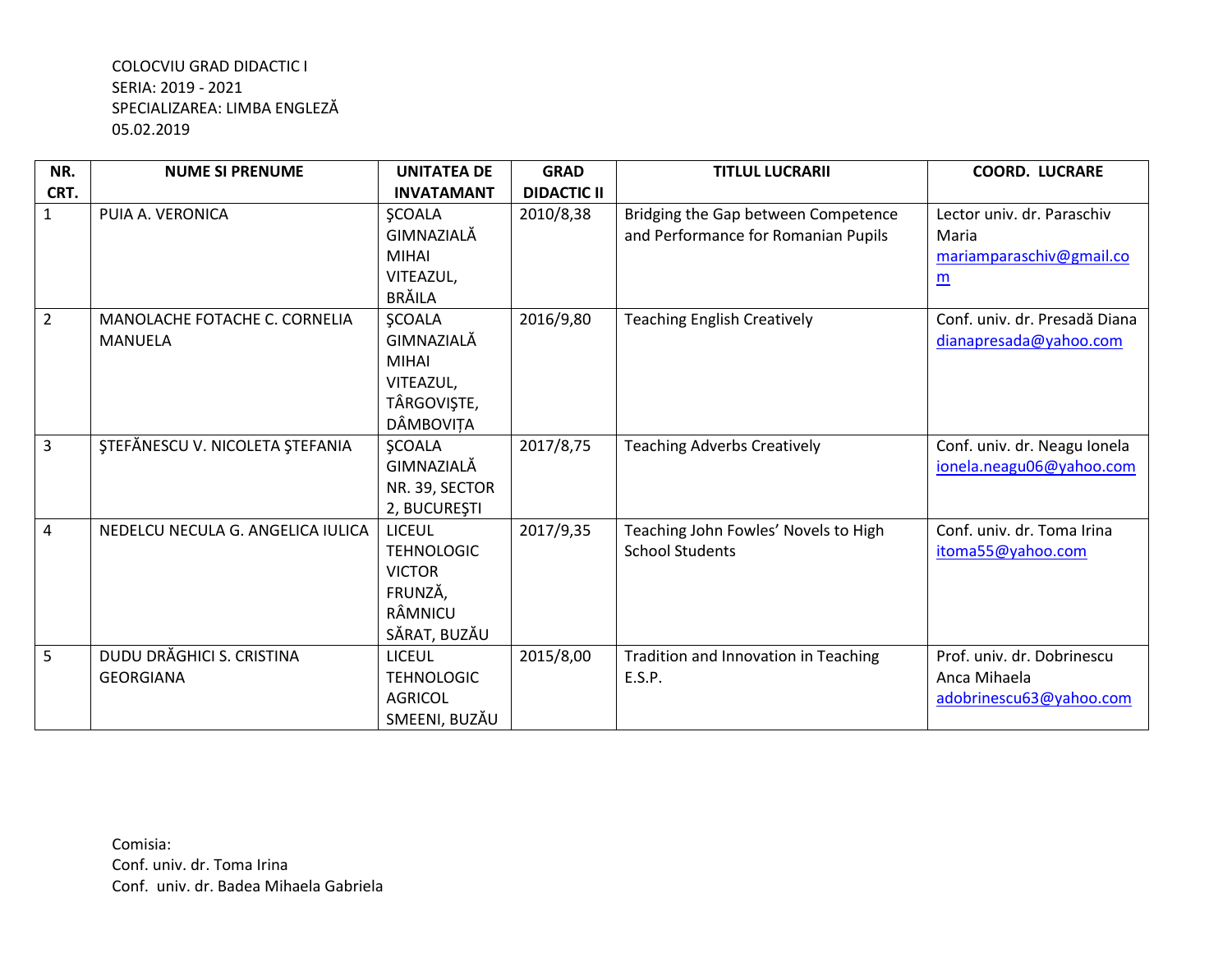COLOCVIU GRAD DIDACTIC I
SERIA: 2019 - 2021
SPECIALIZAREA: LIMBA ENGLEZĂ
05.02.2019

| NR. CRT. | NUME SI PRENUME | UNITATEA DE INVATAMANT | GRAD DIDACTIC II | TITLUL LUCRARII | COORD. LUCRARE |
|---|---|---|---|---|---|
| 1 | PUIA A. VERONICA | ŞCOALA GIMNAZIALĂ MIHAI VITEAZUL, BRĂILA | 2010/8,38 | Bridging the Gap between Competence and Performance for Romanian Pupils | Lector univ. dr. Paraschiv Maria mariamparaschiv@gmail.com |
| 2 | MANOLACHE FOTACHE C. CORNELIA MANUELA | ŞCOALA GIMNAZIALĂ MIHAI VITEAZUL, TÂRGOVIŞTE, DÂMBOVIȚA | 2016/9,80 | Teaching English Creatively | Conf. univ. dr. Presadă Diana dianapresada@yahoo.com |
| 3 | ŞTEFĂNESCU V. NICOLETA ŞTEFANIA | ŞCOALA GIMNAZIALĂ NR. 39, SECTOR 2, BUCUREŞTI | 2017/8,75 | Teaching Adverbs Creatively | Conf. univ. dr. Neagu Ionela ionela.neagu06@yahoo.com |
| 4 | NEDELCU NECULA G. ANGELICA IULICA | LICEUL TEHNOLOGIC VICTOR FRUNZĂ, RÂMNICU SĂRAT, BUZĂU | 2017/9,35 | Teaching John Fowles' Novels to High School Students | Conf. univ. dr. Toma Irina itoma55@yahoo.com |
| 5 | DUDU DRĂGHICI S. CRISTINA GEORGIANA | LICEUL TEHNOLOGIC AGRICOL SMEENI, BUZĂU | 2015/8,00 | Tradition and Innovation in Teaching E.S.P. | Prof. univ. dr. Dobrinescu Anca Mihaela adobrinescu63@yahoo.com |

Comisia:
Conf. univ. dr. Toma Irina
Conf. univ. dr. Badea Mihaela Gabriela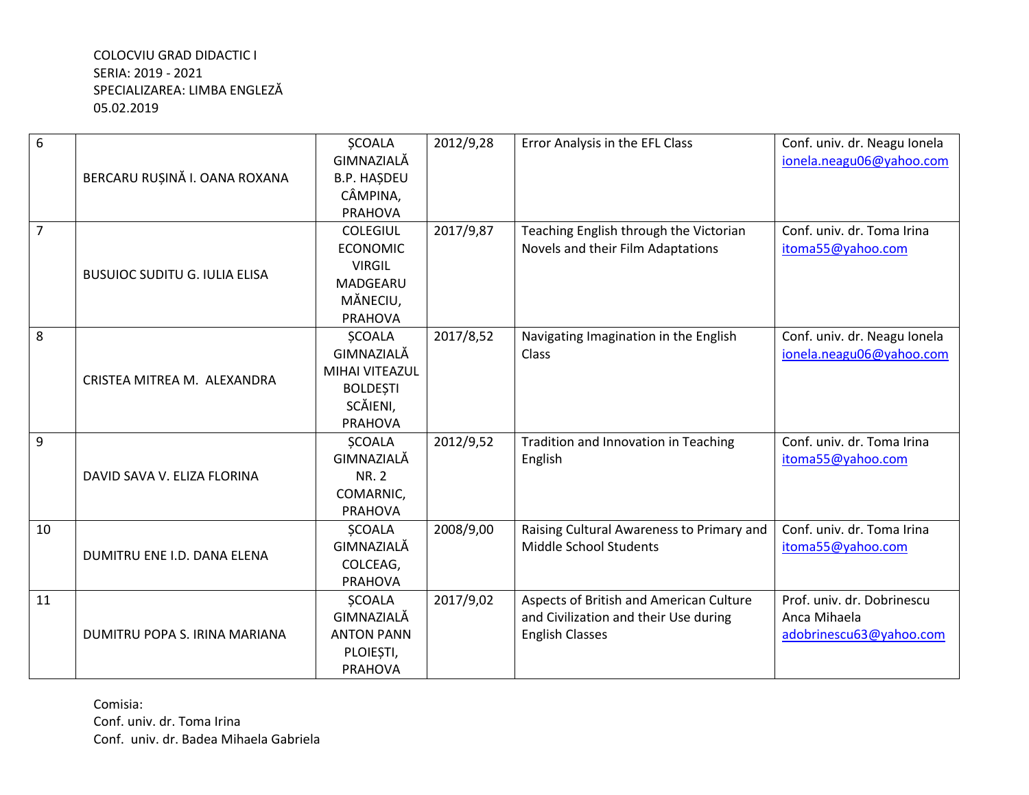COLOCVIU GRAD DIDACTIC I
SERIA: 2019 - 2021
SPECIALIZAREA: LIMBA ENGLEZĂ
05.02.2019

| | | | | | |
|---|---|---|---|---|---|
| 6 | BERCARU RUȘINĂ I. OANA ROXANA | ȘCOALA GIMNAZIALĂ B.P. HAȘDEU CÂMPINA, PRAHOVA | 2012/9,28 | Error Analysis in the EFL Class | Conf. univ. dr. Neagu Ionela ionela.neagu06@yahoo.com |
| 7 | BUSUIOC SUDITU G. IULIA ELISA | COLEGIUL ECONOMIC VIRGIL MADGEARU MĂNECIU, PRAHOVA | 2017/9,87 | Teaching English through the Victorian Novels and their Film Adaptations | Conf. univ. dr. Toma Irina itoma55@yahoo.com |
| 8 | CRISTEA MITREA M. ALEXANDRA | ȘCOALA GIMNAZIALĂ MIHAI VITEAZUL BOLDEȘTI SCĂIENI, PRAHOVA | 2017/8,52 | Navigating Imagination in the English Class | Conf. univ. dr. Neagu Ionela ionela.neagu06@yahoo.com |
| 9 | DAVID SAVA V. ELIZA FLORINA | ȘCOALA GIMNAZIALĂ NR. 2 COMARNIC, PRAHOVA | 2012/9,52 | Tradition and Innovation in Teaching English | Conf. univ. dr. Toma Irina itoma55@yahoo.com |
| 10 | DUMITRU ENE I.D. DANA ELENA | ȘCOALA GIMNAZIALĂ COLCEAG, PRAHOVA | 2008/9,00 | Raising Cultural Awareness to Primary and Middle School Students | Conf. univ. dr. Toma Irina itoma55@yahoo.com |
| 11 | DUMITRU POPA S. IRINA MARIANA | ȘCOALA GIMNAZIALĂ ANTON PANN PLOIEȘTI, PRAHOVA | 2017/9,02 | Aspects of British and American Culture and Civilization and their Use during English Classes | Prof. univ. dr. Dobrinescu Anca Mihaela adobrinescu63@yahoo.com |

Comisia:
Conf. univ. dr. Toma Irina
Conf. univ. dr. Badea Mihaela Gabriela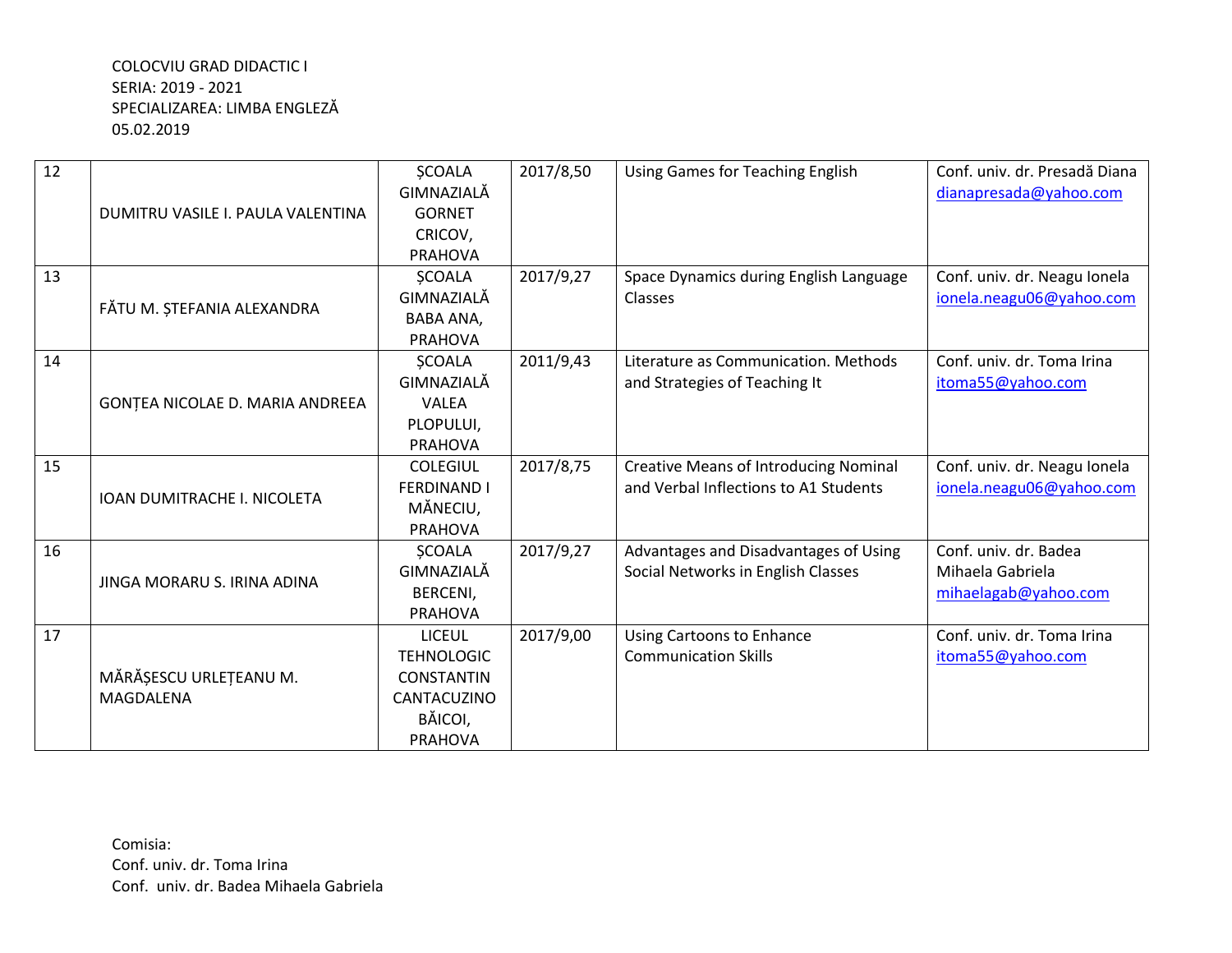COLOCVIU GRAD DIDACTIC I
SERIA: 2019 - 2021
SPECIALIZAREA: LIMBA ENGLEZĂ
05.02.2019

| | | | | | |
|---|---|---|---|---|---|
| 12 | DUMITRU VASILE I. PAULA VALENTINA | ȘCOALA GIMNAZIALĂ GORNET CRICOV, PRAHOVA | 2017/8,50 | Using Games for Teaching English | Conf. univ. dr. Presadă Diana dianapresada@yahoo.com |
| 13 | FĂTU M. ȘTEFANIA ALEXANDRA | ȘCOALA GIMNAZIALĂ BABA ANA, PRAHOVA | 2017/9,27 | Space Dynamics during English Language Classes | Conf. univ. dr. Neagu Ionela ionela.neagu06@yahoo.com |
| 14 | GONȚEA NICOLAE D. MARIA ANDREEA | ȘCOALA GIMNAZIALĂ VALEA PLOPULUI, PRAHOVA | 2011/9,43 | Literature as Communication. Methods and Strategies of Teaching It | Conf. univ. dr. Toma Irina itoma55@yahoo.com |
| 15 | IOAN DUMITRACHE I. NICOLETA | COLEGIUL FERDINAND I MĂNECIU, PRAHOVA | 2017/8,75 | Creative Means of Introducing Nominal and Verbal Inflections to A1 Students | Conf. univ. dr. Neagu Ionela ionela.neagu06@yahoo.com |
| 16 | JINGA MORARU S. IRINA ADINA | ȘCOALA GIMNAZIALĂ BERCENI, PRAHOVA | 2017/9,27 | Advantages and Disadvantages of Using Social Networks in English Classes | Conf. univ. dr. Badea Mihaela Gabriela mihaelagab@yahoo.com |
| 17 | MĂRĂȘESCU URLEȚEANU M. MAGDALENA | LICEUL TEHNOLOGIC CONSTANTIN CANTACUZINO BĂICOI, PRAHOVA | 2017/9,00 | Using Cartoons to Enhance Communication Skills | Conf. univ. dr. Toma Irina itoma55@yahoo.com |

Comisia:
Conf. univ. dr. Toma Irina
Conf. univ. dr. Badea Mihaela Gabriela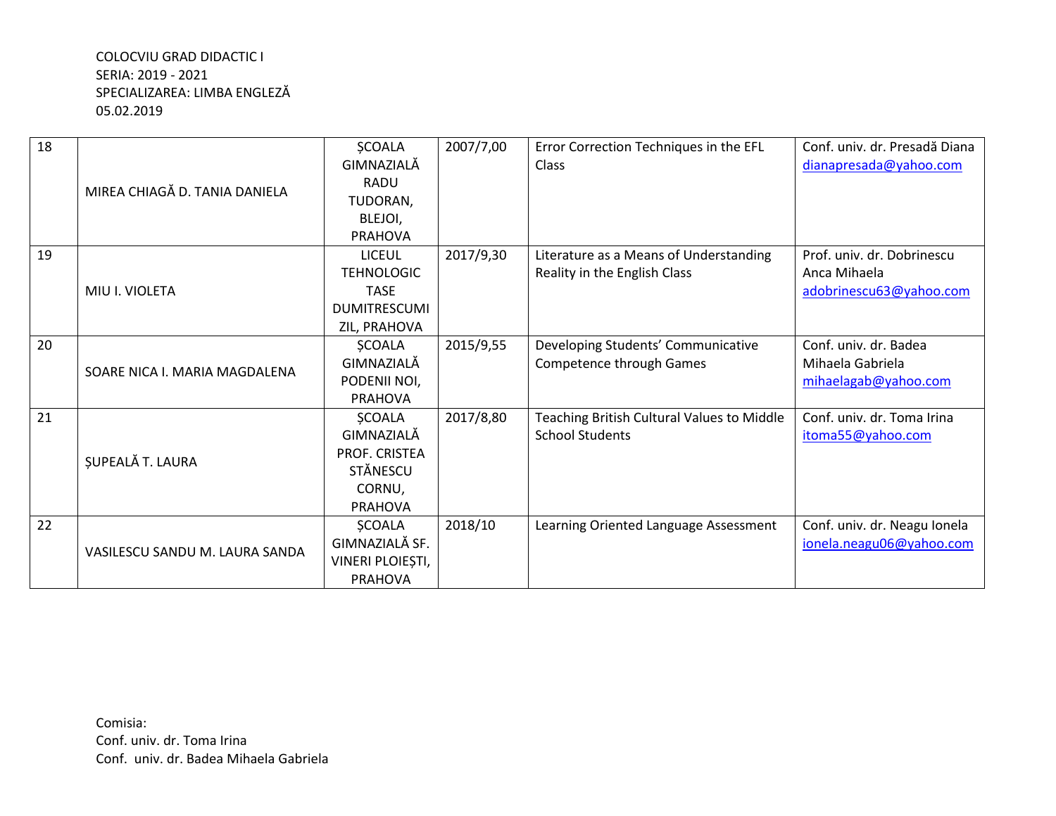COLOCVIU GRAD DIDACTIC I
SERIA: 2019 - 2021
SPECIALIZAREA: LIMBA ENGLEZĂ
05.02.2019

| | | | | | |
|---|---|---|---|---|---|
| 18 | MIREA CHIAGĂ D. TANIA DANIELA | ȘCOALA GIMNAZIALĂ RADU TUDORAN, BLEJOI, PRAHOVA | 2007/7,00 | Error Correction Techniques in the EFL Class | Conf. univ. dr. Presadă Diana dianapresada@yahoo.com |
| 19 | MIU I. VIOLETA | LICEUL TEHNOLOGIC TASE DUMITRESCUMIZIL, PRAHOVA | 2017/9,30 | Literature as a Means of Understanding Reality in the English Class | Prof. univ. dr. Dobrinescu Anca Mihaela adobrinescu63@yahoo.com |
| 20 | SOARE NICA I. MARIA MAGDALENA | ȘCOALA GIMNAZIALĂ PODENII NOI, PRAHOVA | 2015/9,55 | Developing Students' Communicative Competence through Games | Conf. univ. dr. Badea Mihaela Gabriela mihaelagab@yahoo.com |
| 21 | ȘUPEALĂ T. LAURA | ȘCOALA GIMNAZIALĂ PROF. CRISTEA STĂNESCU CORNU, PRAHOVA | 2017/8,80 | Teaching British Cultural Values to Middle School Students | Conf. univ. dr. Toma Irina itoma55@yahoo.com |
| 22 | VASILESCU SANDU M. LAURA SANDA | ȘCOALA GIMNAZIALĂ SF. VINERI PLOIEȘTI, PRAHOVA | 2018/10 | Learning Oriented Language Assessment | Conf. univ. dr. Neagu Ionela ionela.neagu06@yahoo.com |

Comisia:
Conf. univ. dr. Toma Irina
Conf. univ. dr. Badea Mihaela Gabriela